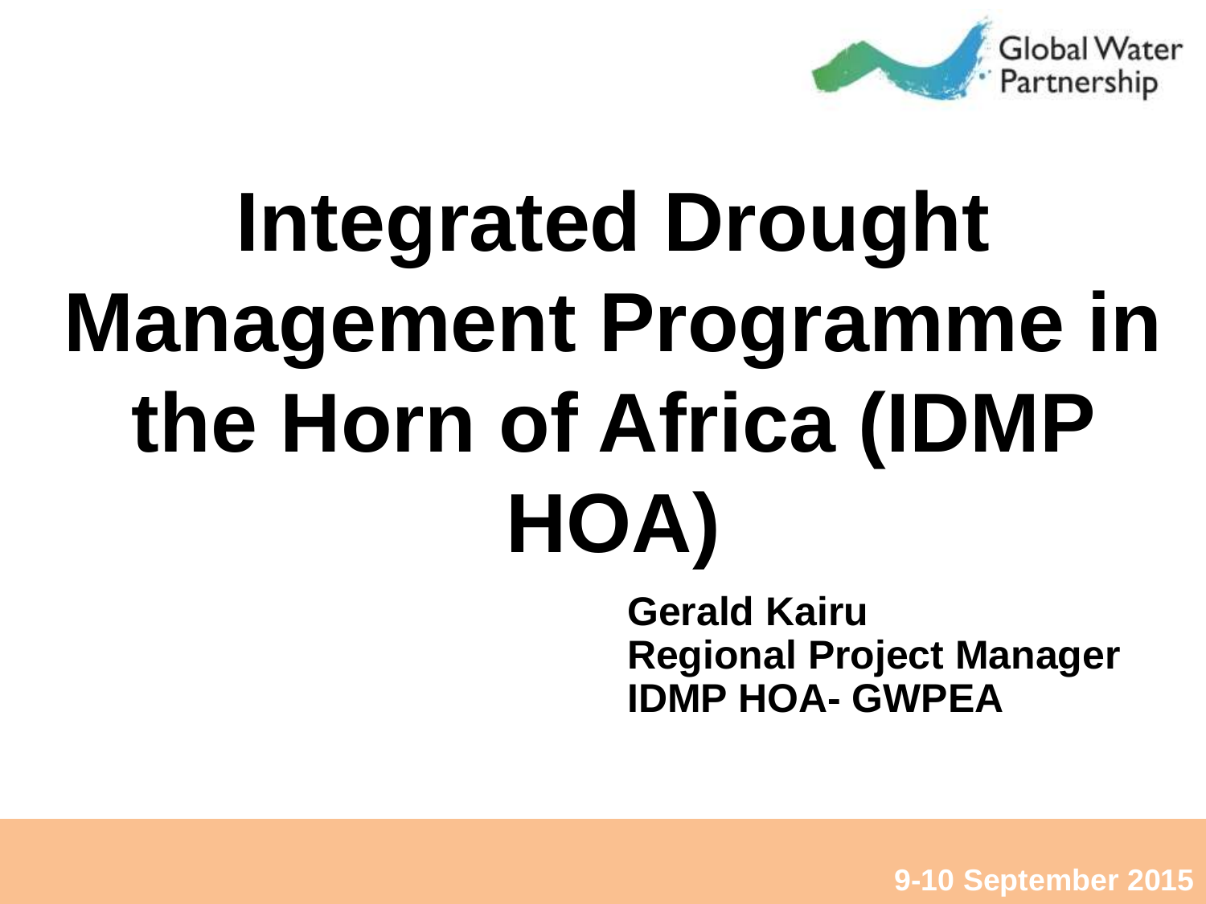Global Water Partnership

# Integrated Drought Management Programme in the Horn of Africa (IDMP HOA)

**Gerald Kairu**
**Regional Project Manager**
**IDMP HOA- GWPEA**

**9-10 September 2015**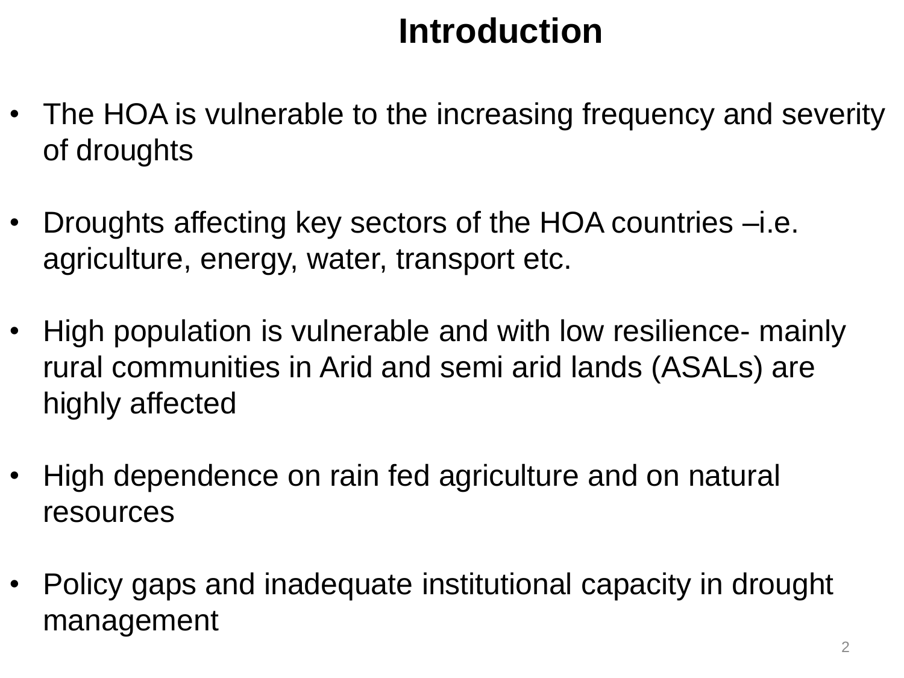# Introduction

- The HOA is vulnerable to the increasing frequency and severity of droughts

- Droughts affecting key sectors of the HOA countries –i.e. agriculture, energy, water, transport etc.

- High population is vulnerable and with low resilience- mainly rural communities in Arid and semi arid lands (ASALs) are highly affected

- High dependence on rain fed agriculture and on natural resources

- Policy gaps and inadequate institutional capacity in drought management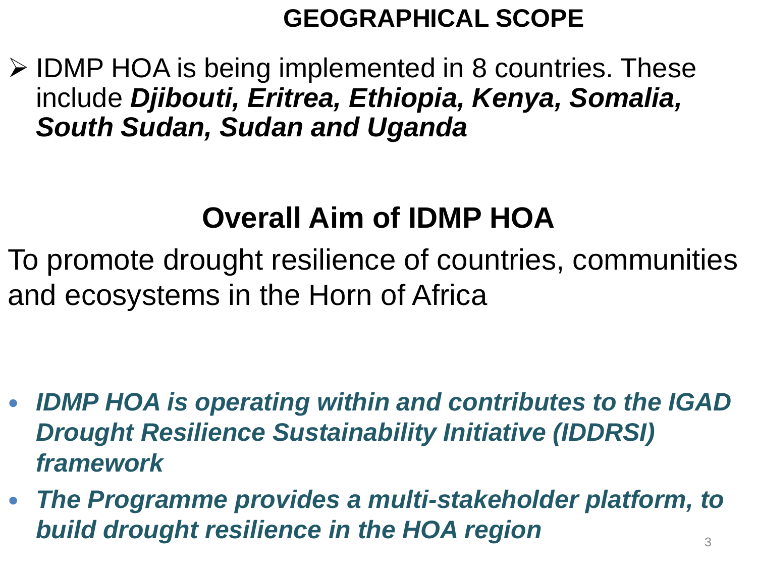## GEOGRAPHICAL SCOPE

- IDMP HOA is being implemented in 8 countries. These include ***Djibouti, Eritrea, Ethiopia, Kenya, Somalia, South Sudan, Sudan and Uganda***

## Overall Aim of IDMP HOA

To promote drought resilience of countries, communities and ecosystems in the Horn of Africa

- ***IDMP HOA is operating within and contributes to the IGAD Drought Resilience Sustainability Initiative (IDDRSI) framework***
- ***The Programme provides a multi-stakeholder platform, to build drought resilience in the HOA region***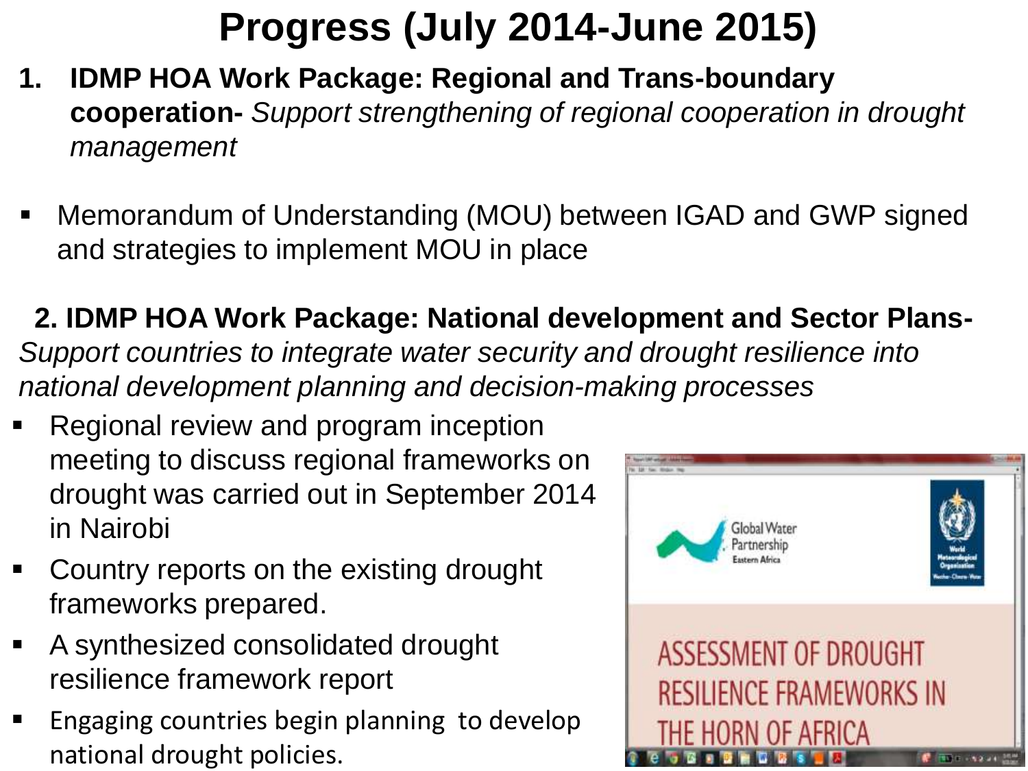# Progress (July 2014-June 2015)

1. **IDMP HOA Work Package: Regional and Trans-boundary cooperation-** *Support strengthening of regional cooperation in drought management*

- Memorandum of Understanding (MOU) between IGAD and GWP signed and strategies to implement MOU in place

**2. IDMP HOA Work Package: National development and Sector Plans-** *Support countries to integrate water security and drought resilience into national development planning and decision-making processes*

- Regional review and program inception meeting to discuss regional frameworks on drought was carried out in September 2014 in Nairobi
- Country reports on the existing drought frameworks prepared.
- A synthesized consolidated drought resilience framework report
- Engaging countries begin planning to develop national drought policies.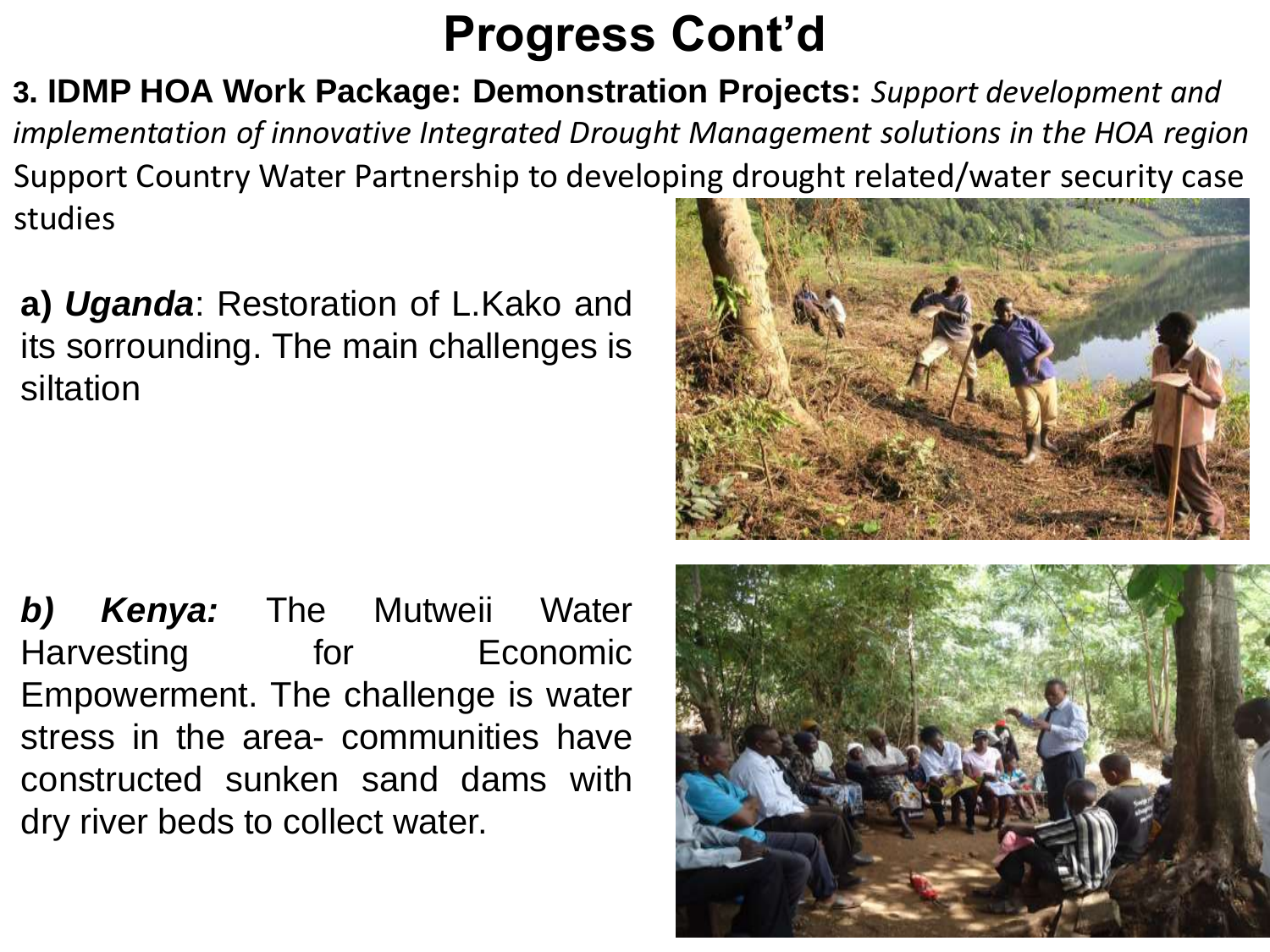# Progress Cont'd

**3. IDMP HOA Work Package: Demonstration Projects:** *Support development and implementation of innovative Integrated Drought Management solutions in the HOA region*
Support Country Water Partnership to developing drought related/water security case studies

**a)** ***Uganda***: Restoration of L.Kako and its sorrounding. The main challenges is siltation

***b) Kenya:*** The Mutweii Water Harvesting for Economic Empowerment. The challenge is water stress in the area- communities have constructed sunken sand dams with dry river beds to collect water.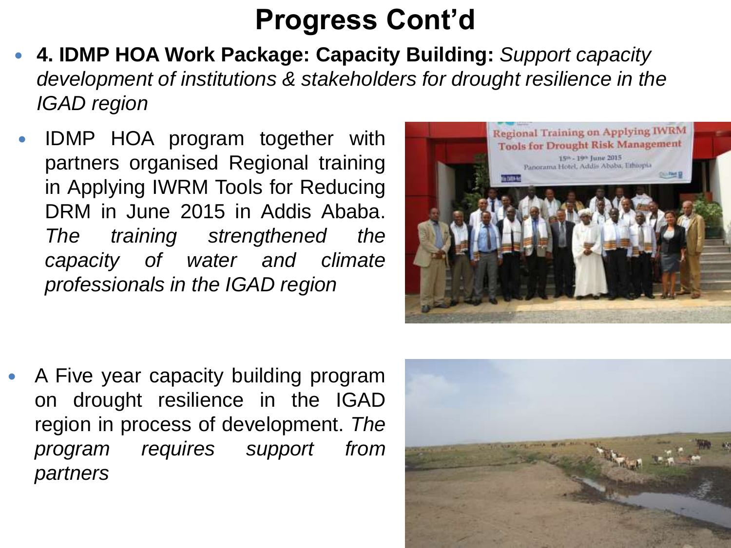# Progress Cont'd

- **4. IDMP HOA Work Package: Capacity Building:** *Support capacity development of institutions & stakeholders for drought resilience in the IGAD region*

- IDMP HOA program together with partners organised Regional training in Applying IWRM Tools for Reducing DRM in June 2015 in Addis Ababa. *The training strengthened the capacity of water and climate professionals in the IGAD region*

- A Five year capacity building program on drought resilience in the IGAD region in process of development. *The program requires support from partners*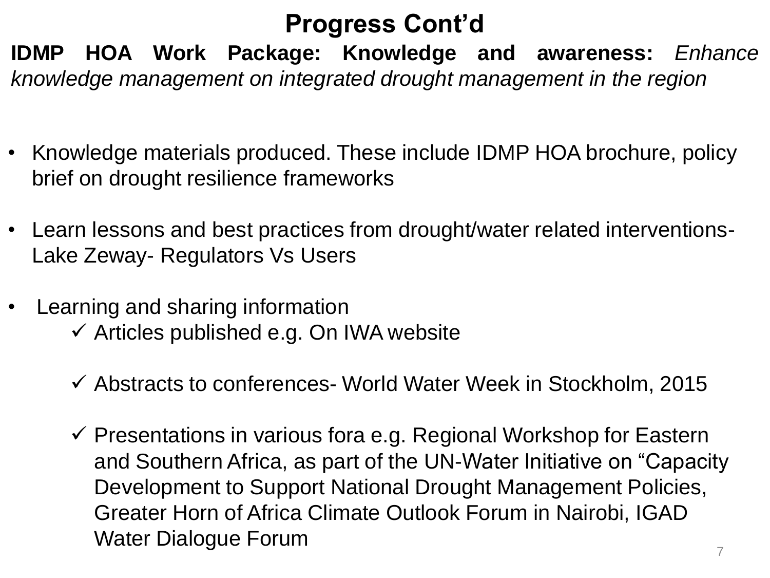# Progress Cont'd

**IDMP HOA Work Package: Knowledge and awareness:** *Enhance knowledge management on integrated drought management in the region*

- Knowledge materials produced. These include IDMP HOA brochure, policy brief on drought resilience frameworks
- Learn lessons and best practices from drought/water related interventions- Lake Zeway- Regulators Vs Users
- Learning and sharing information
  - ✓ Articles published e.g. On IWA website
  - ✓ Abstracts to conferences- World Water Week in Stockholm, 2015
  - ✓ Presentations in various fora e.g. Regional Workshop for Eastern and Southern Africa, as part of the UN-Water Initiative on "Capacity Development to Support National Drought Management Policies, Greater Horn of Africa Climate Outlook Forum in Nairobi, IGAD Water Dialogue Forum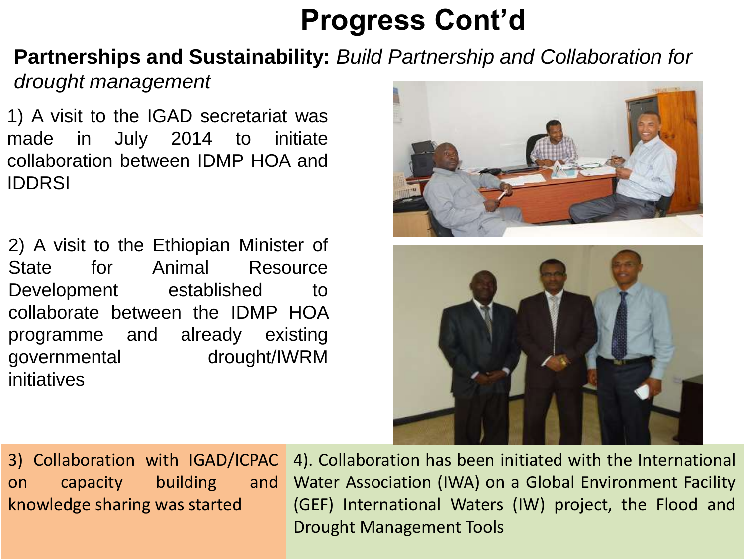# Progress Cont'd

**Partnerships and Sustainability:** *Build Partnership and Collaboration for drought management*

1) A visit to the IGAD secretariat was made in July 2014 to initiate collaboration between IDMP HOA and IDDRSI

2) A visit to the Ethiopian Minister of State for Animal Resource Development established to collaborate between the IDMP HOA programme and already existing governmental drought/IWRM initiatives

3) Collaboration with IGAD/ICPAC on capacity building and knowledge sharing was started

4). Collaboration has been initiated with the International Water Association (IWA) on a Global Environment Facility (GEF) International Waters (IW) project, the Flood and Drought Management Tools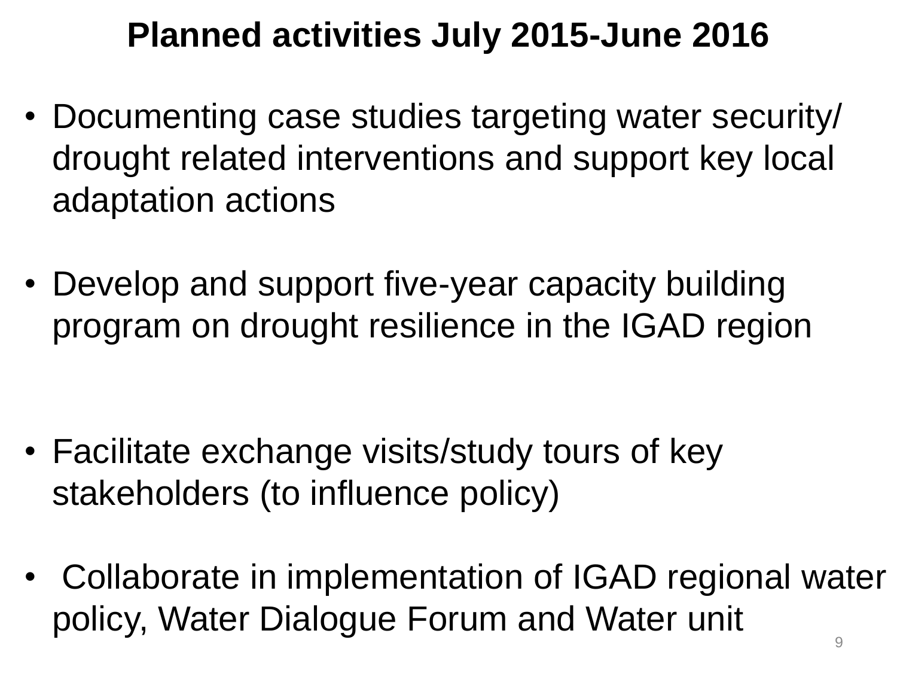# Planned activities July 2015-June 2016

- Documenting case studies targeting water security/ drought related interventions and support key local adaptation actions
- Develop and support five-year capacity building program on drought resilience in the IGAD region
- Facilitate exchange visits/study tours of key stakeholders (to influence policy)
- Collaborate in implementation of IGAD regional water policy, Water Dialogue Forum and Water unit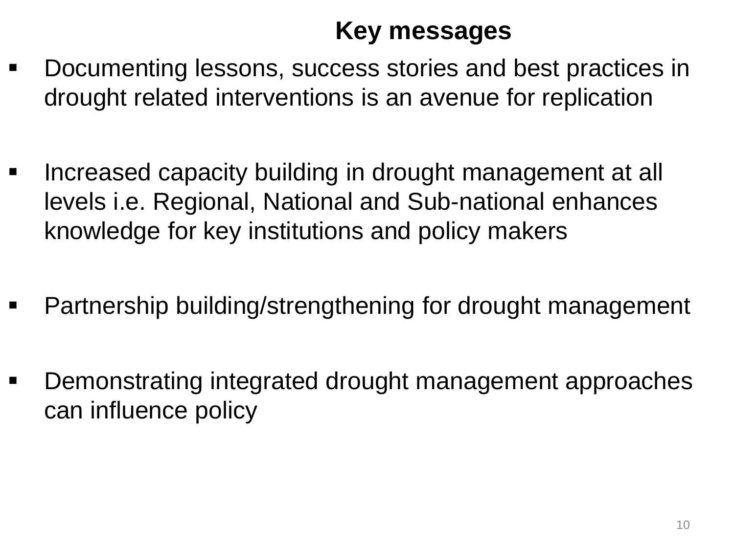## Key messages

- Documenting lessons, success stories and best practices in drought related interventions is an avenue for replication

- Increased capacity building in drought management at all levels i.e. Regional, National and Sub-national enhances knowledge for key institutions and policy makers

- Partnership building/strengthening for drought management

- Demonstrating integrated drought management approaches can influence policy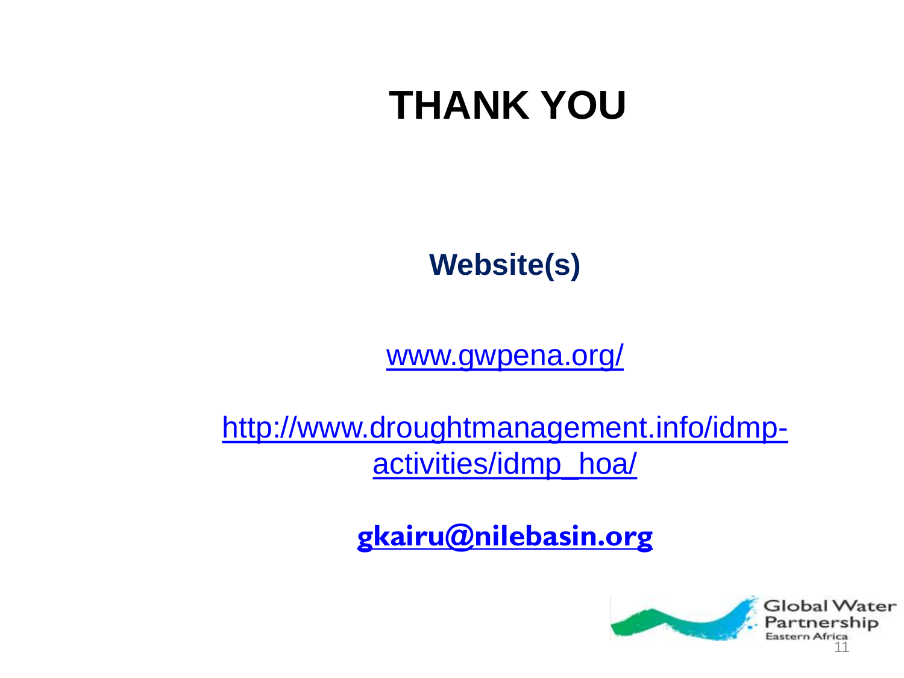# THANK YOU

**Website(s)**

www.gwpena.org/

http://www.droughtmanagement.info/idmp-activities/idmp_hoa/

**gkairu@nilebasin.org**

Global Water Partnership
Eastern Africa